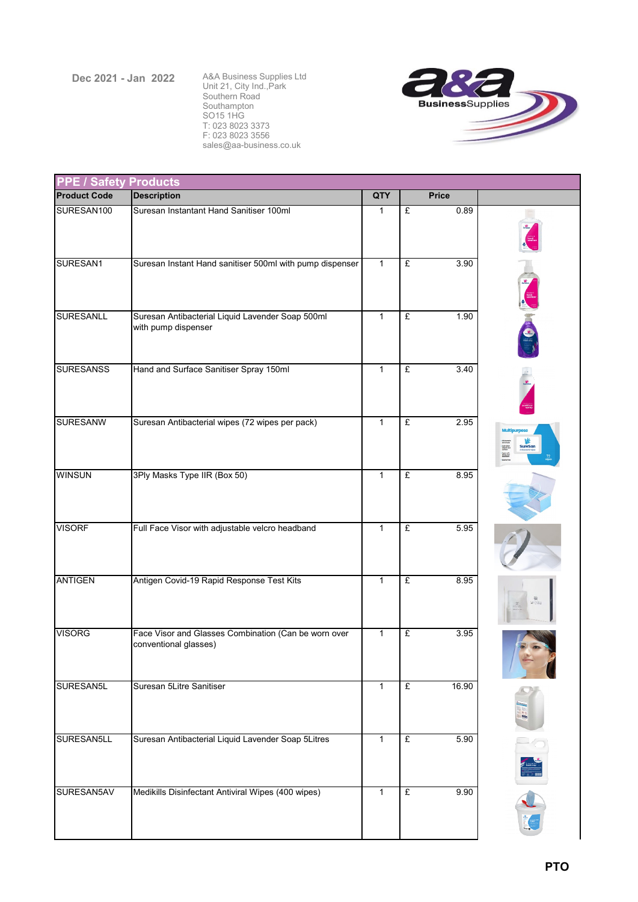Dec 2021 - Jan 2022

A&A Business Supplies Ltd
Unit 21, City Ind.,Park
Southern Road
Southampton
SO15 1HG
T: 023 8023 3373
F: 023 8023 3556
sales@aa-business.co.uk

## PPE / Safety Products

| Product Code | Description | QTY | Price | |
|---|---|---|---|---|
| SURESAN100 | Suresan Instantant Hand Sanitiser 100ml | 1 | £ 0.89 | |
| SURESAN1 | Suresan Instant Hand sanitiser 500ml with pump dispenser | 1 | £ 3.90 | |
| SURESANLL | Suresan Antibacterial Liquid Lavender Soap 500ml with pump dispenser | 1 | £ 1.90 | |
| SURESANSS | Hand and Surface Sanitiser Spray 150ml | 1 | £ 3.40 | |
| SURESANW | Suresan Antibacterial wipes (72 wipes per pack) | 1 | £ 2.95 | |
| WINSUN | 3Ply Masks Type IIR (Box 50) | 1 | £ 8.95 | |
| VISORF | Full Face Visor with adjustable velcro headband | 1 | £ 5.95 | |
| ANTIGEN | Antigen Covid-19 Rapid Response Test Kits | 1 | £ 8.95 | |
| VISORG | Face Visor and Glasses Combination (Can be worn over conventional glasses) | 1 | £ 3.95 | |
| SURESAN5L | Suresan 5Litre Sanitiser | 1 | £ 16.90 | |
| SURESAN5LL | Suresan Antibacterial Liquid Lavender Soap 5Litres | 1 | £ 5.90 | |
| SURESAN5AV | Medikills Disinfectant Antiviral Wipes (400 wipes) | 1 | £ 9.90 | |

**PTO**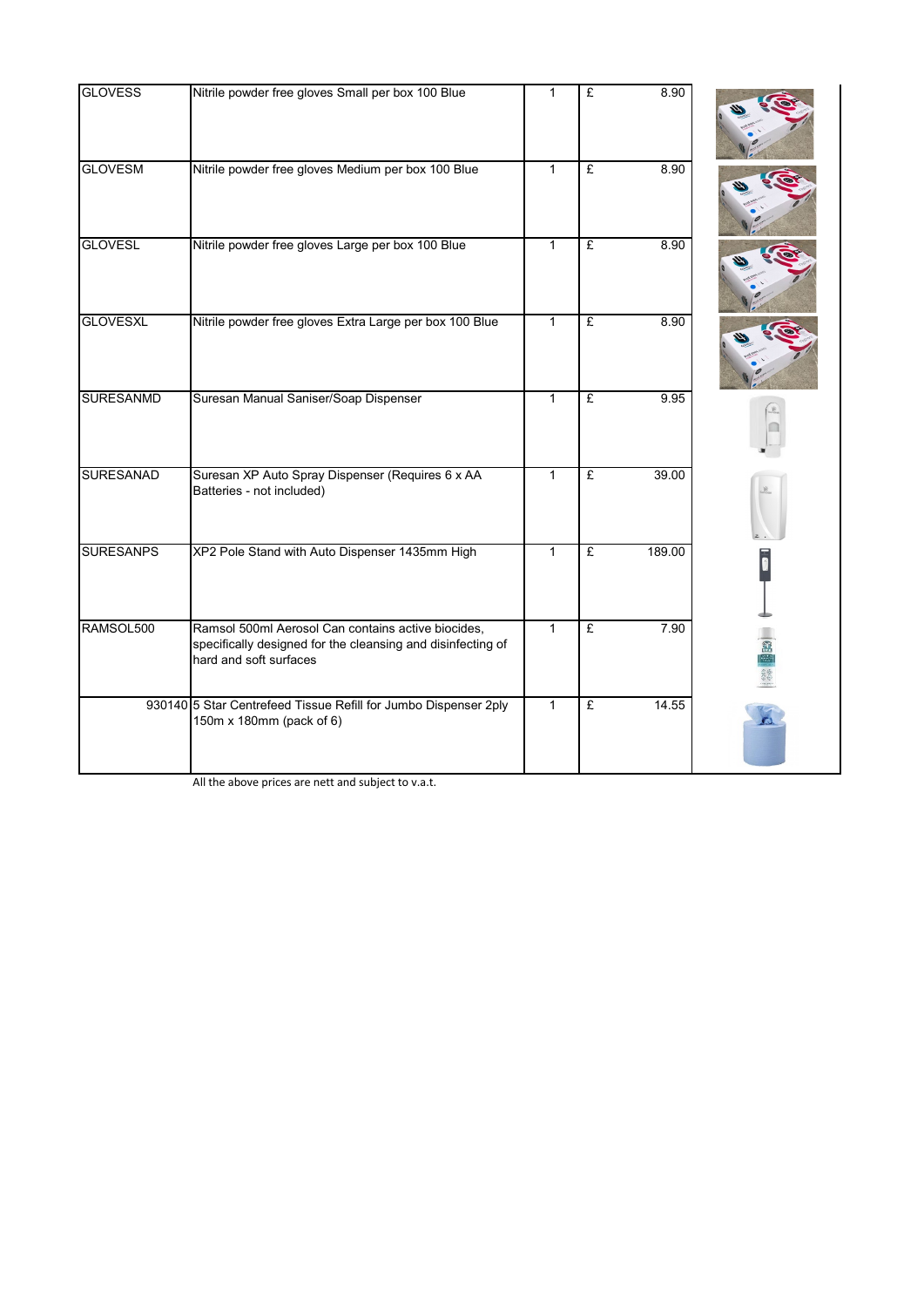| | | | | | |
|---|---|---|---|---|---|
| GLOVESS | Nitrile powder free gloves Small per box 100 Blue | 1 | £ | 8.90 | |
| GLOVESM | Nitrile powder free gloves Medium per box 100 Blue | 1 | £ | 8.90 | |
| GLOVESL | Nitrile powder free gloves Large per box 100 Blue | 1 | £ | 8.90 | |
| GLOVESXL | Nitrile powder free gloves Extra Large per box 100 Blue | 1 | £ | 8.90 | |
| SURESANMD | Suresan Manual Saniser/Soap Dispenser | 1 | £ | 9.95 | |
| SURESANAD | Suresan XP Auto Spray Dispenser (Requires 6 x AA Batteries - not included) | 1 | £ | 39.00 | |
| SURESANPS | XP2 Pole Stand with Auto Dispenser 1435mm High | 1 | £ | 189.00 | |
| RAMSOL500 | Ramsol 500ml Aerosol Can contains active biocides, specifically designed for the cleansing and disinfecting of hard and soft surfaces | 1 | £ | 7.90 | |
| 930140 | 5 Star Centrefeed Tissue Refill for Jumbo Dispenser 2ply 150m x 180mm (pack of 6) | 1 | £ | 14.55 | |

All the above prices are nett and subject to v.a.t.